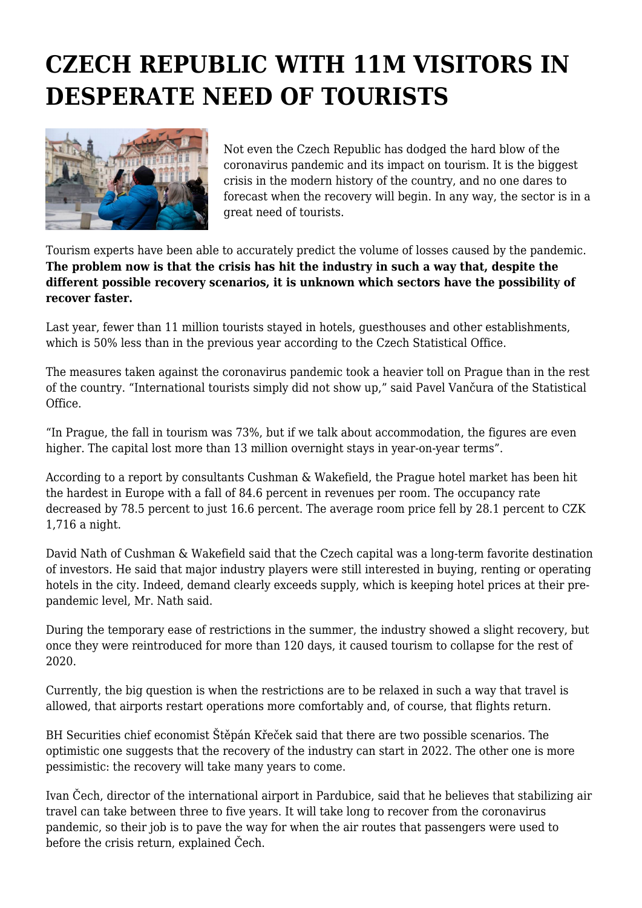# CZECH REPUBLIC WITH 11M VISITORS IN DESPERATE NEED OF TOURISTS

Not even the Czech Republic has dodged the hard blow of the coronavirus pandemic and its impact on tourism. It is the biggest crisis in the modern history of the country, and no one dares to forecast when the recovery will begin. In any way, the sector is in a great need of tourists.

Tourism experts have been able to accurately predict the volume of losses caused by the pandemic. **The problem now is that the crisis has hit the industry in such a way that, despite the different possible recovery scenarios, it is unknown which sectors have the possibility of recover faster.**

Last year, fewer than 11 million tourists stayed in hotels, guesthouses and other establishments, which is 50% less than in the previous year according to the Czech Statistical Office.

The measures taken against the coronavirus pandemic took a heavier toll on Prague than in the rest of the country. "International tourists simply did not show up," said Pavel Vančura of the Statistical Office.

"In Prague, the fall in tourism was 73%, but if we talk about accommodation, the figures are even higher. The capital lost more than 13 million overnight stays in year-on-year terms".

According to a report by consultants Cushman & Wakefield, the Prague hotel market has been hit the hardest in Europe with a fall of 84.6 percent in revenues per room. The occupancy rate decreased by 78.5 percent to just 16.6 percent. The average room price fell by 28.1 percent to CZK 1,716 a night.

David Nath of Cushman & Wakefield said that the Czech capital was a long-term favorite destination of investors. He said that major industry players were still interested in buying, renting or operating hotels in the city. Indeed, demand clearly exceeds supply, which is keeping hotel prices at their pre-pandemic level, Mr. Nath said.

During the temporary ease of restrictions in the summer, the industry showed a slight recovery, but once they were reintroduced for more than 120 days, it caused tourism to collapse for the rest of 2020.

Currently, the big question is when the restrictions are to be relaxed in such a way that travel is allowed, that airports restart operations more comfortably and, of course, that flights return.

BH Securities chief economist Štěpán Křeček said that there are two possible scenarios. The optimistic one suggests that the recovery of the industry can start in 2022. The other one is more pessimistic: the recovery will take many years to come.

Ivan Čech, director of the international airport in Pardubice, said that he believes that stabilizing air travel can take between three to five years. It will take long to recover from the coronavirus pandemic, so their job is to pave the way for when the air routes that passengers were used to before the crisis return, explained Čech.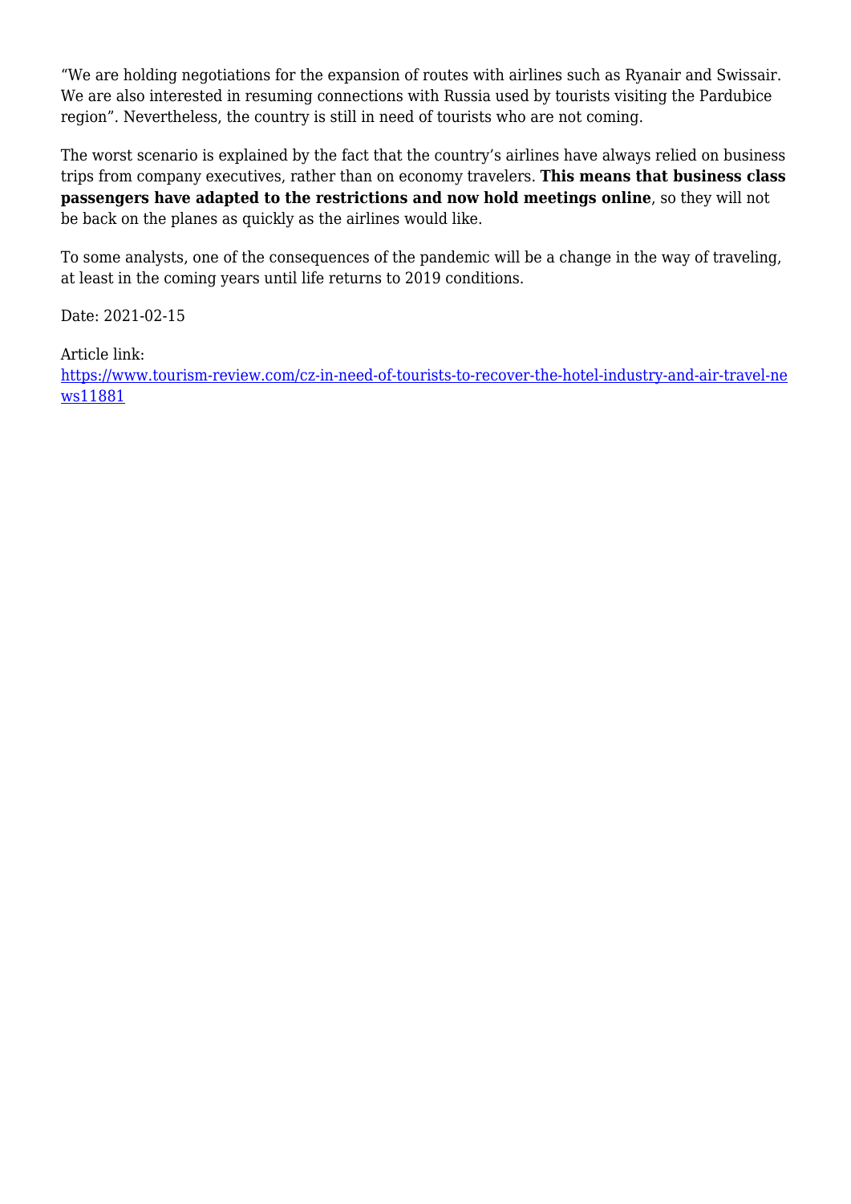"We are holding negotiations for the expansion of routes with airlines such as Ryanair and Swissair. We are also interested in resuming connections with Russia used by tourists visiting the Pardubice region". Nevertheless, the country is still in need of tourists who are not coming.

The worst scenario is explained by the fact that the country's airlines have always relied on business trips from company executives, rather than on economy travelers. **This means that business class passengers have adapted to the restrictions and now hold meetings online**, so they will not be back on the planes as quickly as the airlines would like.

To some analysts, one of the consequences of the pandemic will be a change in the way of traveling, at least in the coming years until life returns to 2019 conditions.

Date: 2021-02-15

Article link:
[https://www.tourism-review.com/cz-in-need-of-tourists-to-recover-the-hotel-industry-and-air-travel-news11881](https://www.tourism-review.com/cz-in-need-of-tourists-to-recover-the-hotel-industry-and-air-travel-news11881)